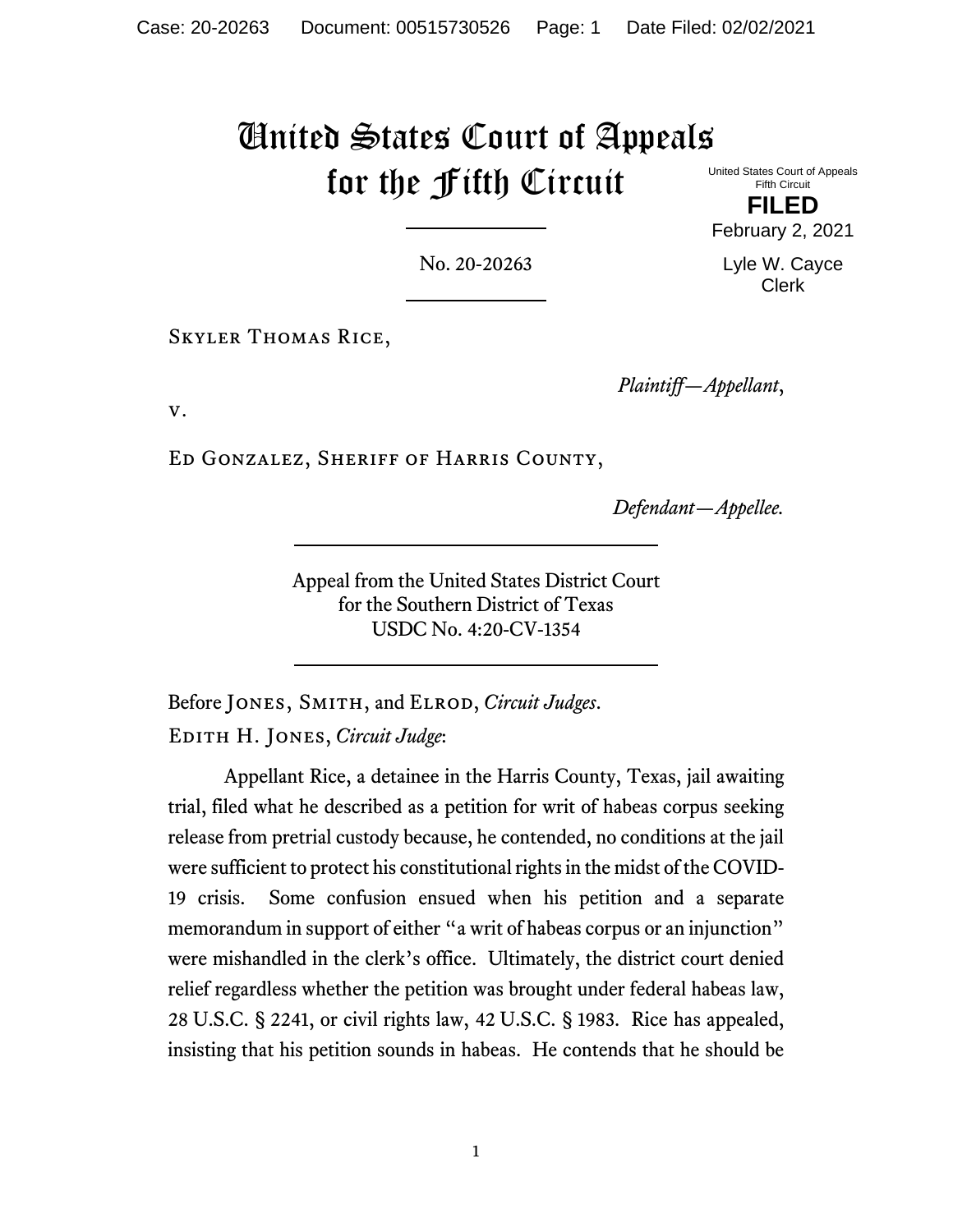# United States Court of Appeals for the Fifth Circuit

United States Court of Appeals
Fifth Circuit

**FILED**

February 2, 2021

Lyle W. Cayce
Clerk

No. 20-20263

Skyler Thomas Rice,

*Plaintiff—Appellant*,

v.

Ed Gonzalez, Sheriff of Harris County,

*Defendant—Appellee.*

Appeal from the United States District Court
for the Southern District of Texas
USDC No. 4:20-CV-1354

Before Jones, Smith, and Elrod, *Circuit Judges*.

Edith H. Jones, *Circuit Judge*:

Appellant Rice, a detainee in the Harris County, Texas, jail awaiting trial, filed what he described as a petition for writ of habeas corpus seeking release from pretrial custody because, he contended, no conditions at the jail were sufficient to protect his constitutional rights in the midst of the COVID-19 crisis. Some confusion ensued when his petition and a separate memorandum in support of either "a writ of habeas corpus or an injunction" were mishandled in the clerk's office. Ultimately, the district court denied relief regardless whether the petition was brought under federal habeas law, 28 U.S.C. § 2241, or civil rights law, 42 U.S.C. § 1983. Rice has appealed, insisting that his petition sounds in habeas. He contends that he should be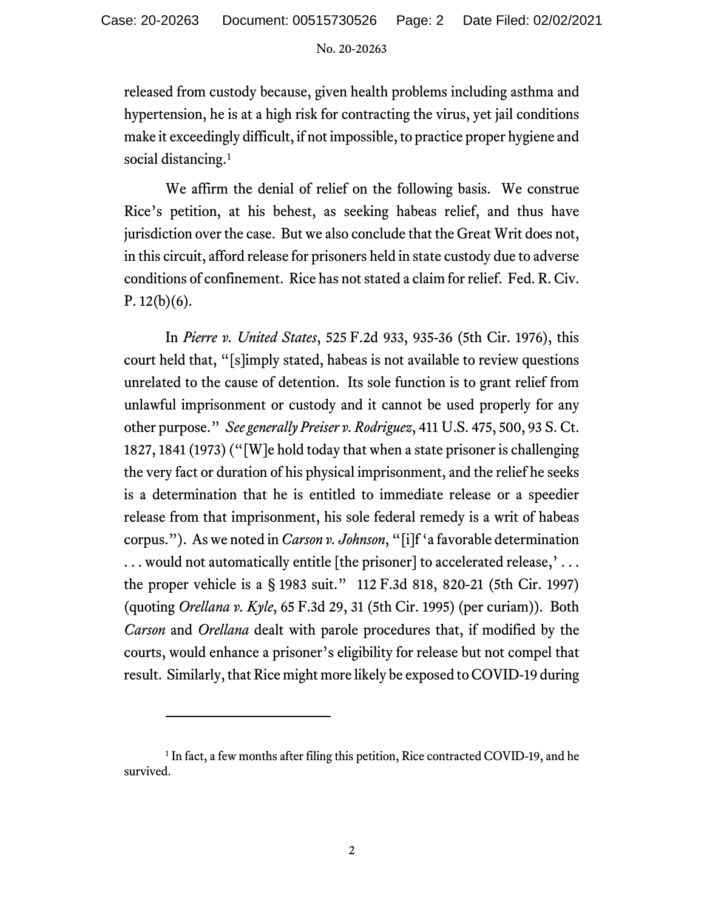released from custody because, given health problems including asthma and hypertension, he is at a high risk for contracting the virus, yet jail conditions make it exceedingly difficult, if not impossible, to practice proper hygiene and social distancing.[1]

We affirm the denial of relief on the following basis. We construe Rice's petition, at his behest, as seeking habeas relief, and thus have jurisdiction over the case. But we also conclude that the Great Writ does not, in this circuit, afford release for prisoners held in state custody due to adverse conditions of confinement. Rice has not stated a claim for relief. Fed. R. Civ. P. 12(b)(6).

In *Pierre v. United States*, 525 F.2d 933, 935-36 (5th Cir. 1976), this court held that, "[s]imply stated, habeas is not available to review questions unrelated to the cause of detention. Its sole function is to grant relief from unlawful imprisonment or custody and it cannot be used properly for any other purpose." *See generally Preiser v. Rodriguez*, 411 U.S. 475, 500, 93 S. Ct. 1827, 1841 (1973) ("[W]e hold today that when a state prisoner is challenging the very fact or duration of his physical imprisonment, and the relief he seeks is a determination that he is entitled to immediate release or a speedier release from that imprisonment, his sole federal remedy is a writ of habeas corpus."). As we noted in *Carson v. Johnson*, "[i]f 'a favorable determination . . . would not automatically entitle [the prisoner] to accelerated release,' . . . the proper vehicle is a § 1983 suit." 112 F.3d 818, 820-21 (5th Cir. 1997) (quoting *Orellana v. Kyle*, 65 F.3d 29, 31 (5th Cir. 1995) (per curiam)). Both *Carson* and *Orellana* dealt with parole procedures that, if modified by the courts, would enhance a prisoner's eligibility for release but not compel that result. Similarly, that Rice might more likely be exposed to COVID-19 during

[1] In fact, a few months after filing this petition, Rice contracted COVID-19, and he survived.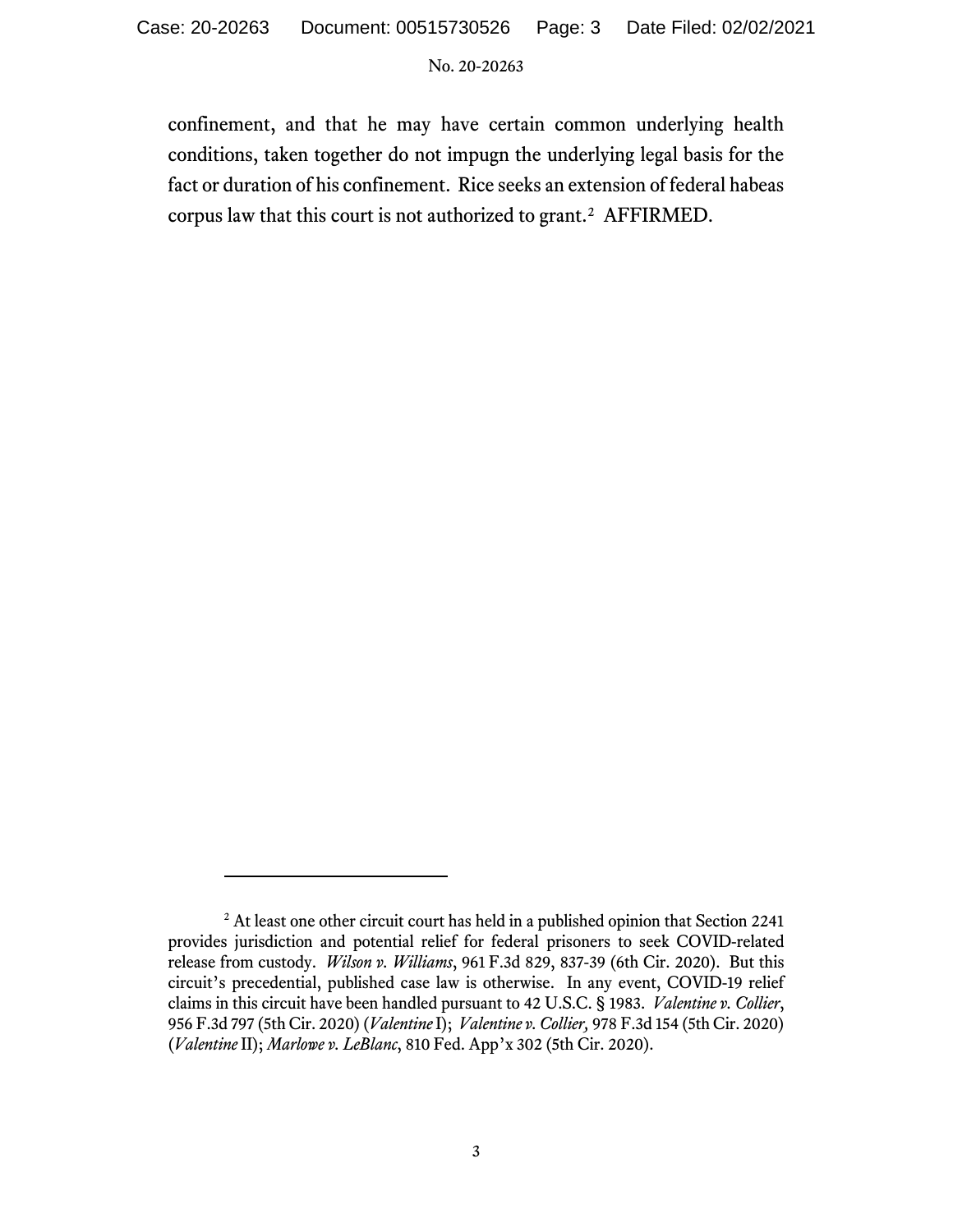confinement, and that he may have certain common underlying health conditions, taken together do not impugn the underlying legal basis for the fact or duration of his confinement. Rice seeks an extension of federal habeas corpus law that this court is not authorized to grant.[2] AFFIRMED.

---

[2] At least one other circuit court has held in a published opinion that Section 2241 provides jurisdiction and potential relief for federal prisoners to seek COVID-related release from custody. *Wilson v. Williams*, 961 F.3d 829, 837-39 (6th Cir. 2020). But this circuit's precedential, published case law is otherwise. In any event, COVID-19 relief claims in this circuit have been handled pursuant to 42 U.S.C. § 1983. *Valentine v. Collier*, 956 F.3d 797 (5th Cir. 2020) (*Valentine* I); *Valentine v. Collier,* 978 F.3d 154 (5th Cir. 2020) (*Valentine* II); *Marlowe v. LeBlanc*, 810 Fed. App'x 302 (5th Cir. 2020).